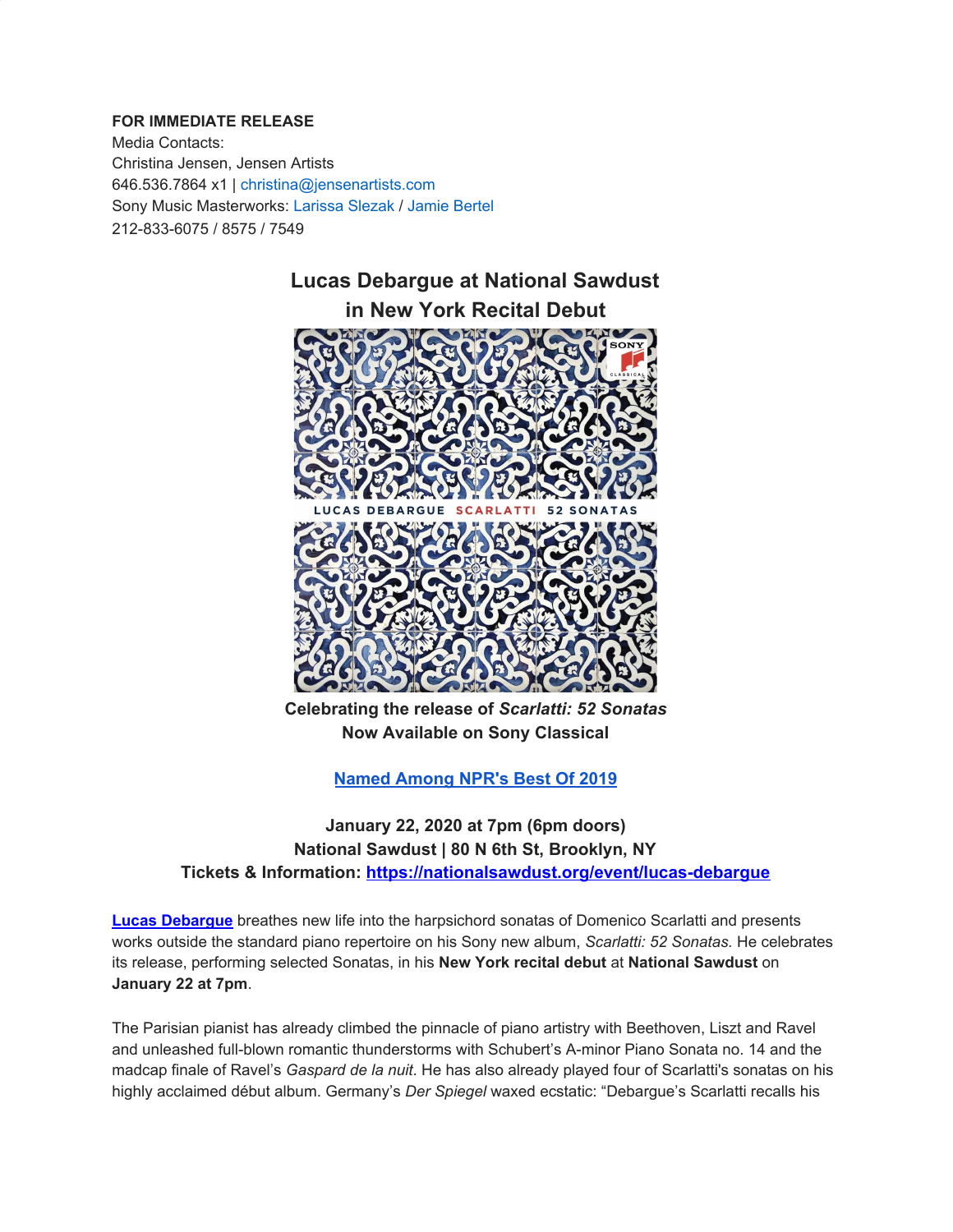**FOR IMMEDIATE RELEASE**
Media Contacts:
Christina Jensen, Jensen Artists
646.536.7864 x1 | christina@jensenartists.com
Sony Music Masterworks: Larissa Slezak / Jamie Bertel
212-833-6075 / 8575 / 7549

## Lucas Debargue at National Sawdust in New York Recital Debut

**Celebrating the release of *Scarlatti: 52 Sonatas***
**Now Available on Sony Classical**

**Named Among NPR's Best Of 2019**

**January 22, 2020 at 7pm (6pm doors)**
**National Sawdust | 80 N 6th St, Brooklyn, NY**
**Tickets & Information: https://nationalsawdust.org/event/lucas-debargue**

**Lucas Debargue** breathes new life into the harpsichord sonatas of Domenico Scarlatti and presents works outside the standard piano repertoire on his Sony new album, *Scarlatti: 52 Sonatas.* He celebrates its release, performing selected Sonatas, in his **New York recital debut** at **National Sawdust** on **January 22 at 7pm**.

The Parisian pianist has already climbed the pinnacle of piano artistry with Beethoven, Liszt and Ravel and unleashed full-blown romantic thunderstorms with Schubert's A-minor Piano Sonata no. 14 and the madcap finale of Ravel's *Gaspard de la nuit*. He has also already played four of Scarlatti's sonatas on his highly acclaimed début album. Germany's *Der Spiegel* waxed ecstatic: "Debargue's Scarlatti recalls his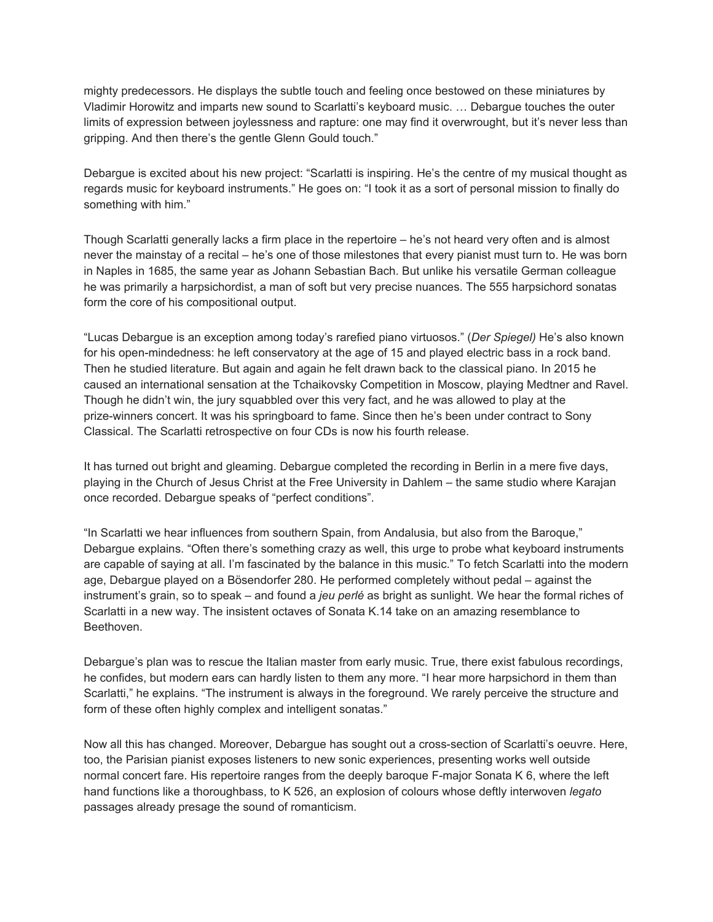mighty predecessors. He displays the subtle touch and feeling once bestowed on these miniatures by Vladimir Horowitz and imparts new sound to Scarlatti's keyboard music. … Debargue touches the outer limits of expression between joylessness and rapture: one may find it overwrought, but it's never less than gripping. And then there's the gentle Glenn Gould touch."

Debargue is excited about his new project: "Scarlatti is inspiring. He's the centre of my musical thought as regards music for keyboard instruments." He goes on: "I took it as a sort of personal mission to finally do something with him."

Though Scarlatti generally lacks a firm place in the repertoire – he's not heard very often and is almost never the mainstay of a recital – he's one of those milestones that every pianist must turn to. He was born in Naples in 1685, the same year as Johann Sebastian Bach. But unlike his versatile German colleague he was primarily a harpsichordist, a man of soft but very precise nuances. The 555 harpsichord sonatas form the core of his compositional output.

"Lucas Debargue is an exception among today's rarefied piano virtuosos." (*Der Spiegel)* He's also known for his open-mindedness: he left conservatory at the age of 15 and played electric bass in a rock band. Then he studied literature. But again and again he felt drawn back to the classical piano. In 2015 he caused an international sensation at the Tchaikovsky Competition in Moscow, playing Medtner and Ravel. Though he didn't win, the jury squabbled over this very fact, and he was allowed to play at the prize-winners concert. It was his springboard to fame. Since then he's been under contract to Sony Classical. The Scarlatti retrospective on four CDs is now his fourth release.

It has turned out bright and gleaming. Debargue completed the recording in Berlin in a mere five days, playing in the Church of Jesus Christ at the Free University in Dahlem – the same studio where Karajan once recorded. Debargue speaks of "perfect conditions".

"In Scarlatti we hear influences from southern Spain, from Andalusia, but also from the Baroque," Debargue explains. "Often there's something crazy as well, this urge to probe what keyboard instruments are capable of saying at all. I'm fascinated by the balance in this music." To fetch Scarlatti into the modern age, Debargue played on a Bösendorfer 280. He performed completely without pedal – against the instrument's grain, so to speak – and found a *jeu perlé* as bright as sunlight. We hear the formal riches of Scarlatti in a new way. The insistent octaves of Sonata K.14 take on an amazing resemblance to Beethoven.

Debargue's plan was to rescue the Italian master from early music. True, there exist fabulous recordings, he confides, but modern ears can hardly listen to them any more. "I hear more harpsichord in them than Scarlatti," he explains. "The instrument is always in the foreground. We rarely perceive the structure and form of these often highly complex and intelligent sonatas."

Now all this has changed. Moreover, Debargue has sought out a cross-section of Scarlatti's oeuvre. Here, too, the Parisian pianist exposes listeners to new sonic experiences, presenting works well outside normal concert fare. His repertoire ranges from the deeply baroque F-major Sonata K 6, where the left hand functions like a thoroughbass, to K 526, an explosion of colours whose deftly interwoven *legato* passages already presage the sound of romanticism.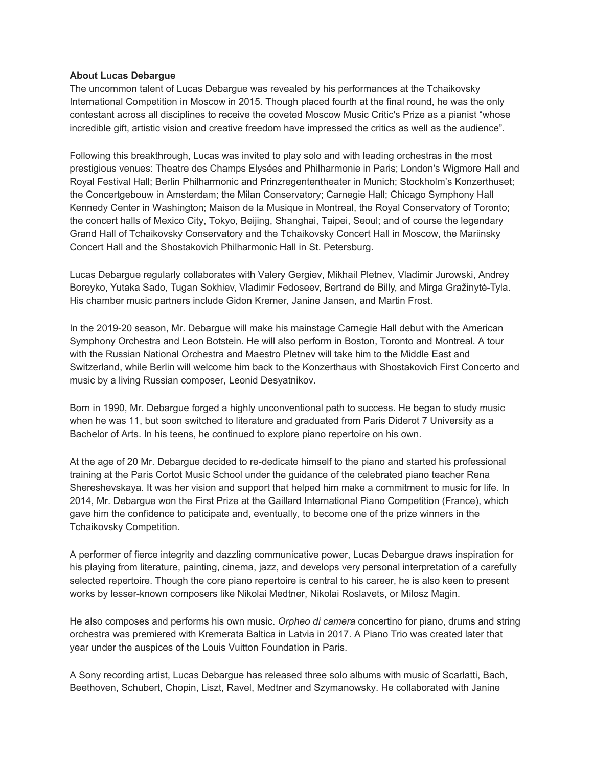**About Lucas Debargue**

The uncommon talent of Lucas Debargue was revealed by his performances at the Tchaikovsky International Competition in Moscow in 2015. Though placed fourth at the final round, he was the only contestant across all disciplines to receive the coveted Moscow Music Critic's Prize as a pianist "whose incredible gift, artistic vision and creative freedom have impressed the critics as well as the audience".

Following this breakthrough, Lucas was invited to play solo and with leading orchestras in the most prestigious venues: Theatre des Champs Elysées and Philharmonie in Paris; London's Wigmore Hall and Royal Festival Hall; Berlin Philharmonic and Prinzregententheater in Munich; Stockholm's Konzerthuset; the Concertgebouw in Amsterdam; the Milan Conservatory; Carnegie Hall; Chicago Symphony Hall Kennedy Center in Washington; Maison de la Musique in Montreal, the Royal Conservatory of Toronto; the concert halls of Mexico City, Tokyo, Beijing, Shanghai, Taipei, Seoul; and of course the legendary Grand Hall of Tchaikovsky Conservatory and the Tchaikovsky Concert Hall in Moscow, the Mariinsky Concert Hall and the Shostakovich Philharmonic Hall in St. Petersburg.

Lucas Debargue regularly collaborates with Valery Gergiev, Mikhail Pletnev, Vladimir Jurowski, Andrey Boreyko, Yutaka Sado, Tugan Sokhiev, Vladimir Fedoseev, Bertrand de Billy, and Mirga Gražinytė-Tyla. His chamber music partners include Gidon Kremer, Janine Jansen, and Martin Frost.

In the 2019-20 season, Mr. Debargue will make his mainstage Carnegie Hall debut with the American Symphony Orchestra and Leon Botstein. He will also perform in Boston, Toronto and Montreal. A tour with the Russian National Orchestra and Maestro Pletnev will take him to the Middle East and Switzerland, while Berlin will welcome him back to the Konzerthaus with Shostakovich First Concerto and music by a living Russian composer, Leonid Desyatnikov.

Born in 1990, Mr. Debargue forged a highly unconventional path to success. He began to study music when he was 11, but soon switched to literature and graduated from Paris Diderot 7 University as a Bachelor of Arts. In his teens, he continued to explore piano repertoire on his own.

At the age of 20 Mr. Debargue decided to re-dedicate himself to the piano and started his professional training at the Paris Cortot Music School under the guidance of the celebrated piano teacher Rena Shereshevskaya. It was her vision and support that helped him make a commitment to music for life. In 2014, Mr. Debargue won the First Prize at the Gaillard International Piano Competition (France), which gave him the confidence to paticipate and, eventually, to become one of the prize winners in the Tchaikovsky Competition.

A performer of fierce integrity and dazzling communicative power, Lucas Debargue draws inspiration for his playing from literature, painting, cinema, jazz, and develops very personal interpretation of a carefully selected repertoire. Though the core piano repertoire is central to his career, he is also keen to present works by lesser-known composers like Nikolai Medtner, Nikolai Roslavets, or Milosz Magin.

He also composes and performs his own music. *Orpheo di camera* concertino for piano, drums and string orchestra was premiered with Kremerata Baltica in Latvia in 2017. A Piano Trio was created later that year under the auspices of the Louis Vuitton Foundation in Paris.

A Sony recording artist, Lucas Debargue has released three solo albums with music of Scarlatti, Bach, Beethoven, Schubert, Chopin, Liszt, Ravel, Medtner and Szymanowsky. He collaborated with Janine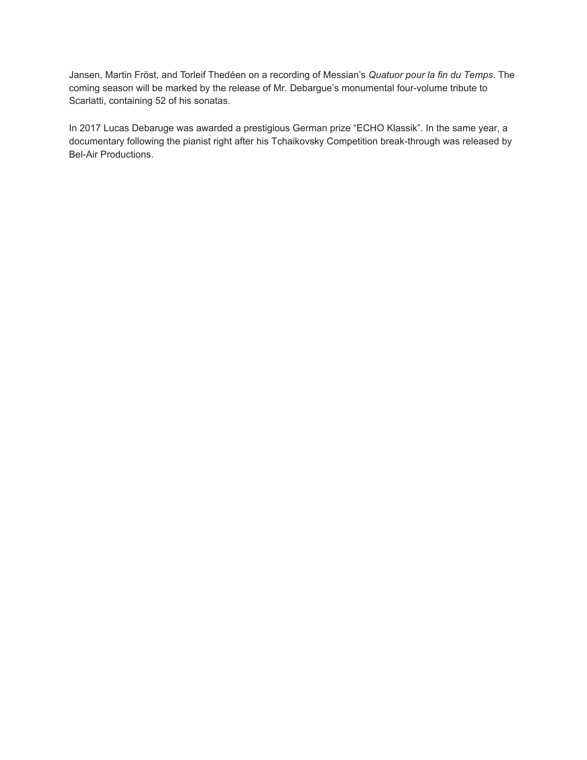Jansen, Martin Fröst, and Torleif Thedéen on a recording of Messian's *Quatuor pour la fin du Temps*. The coming season will be marked by the release of Mr. Debargue's monumental four-volume tribute to Scarlatti, containing 52 of his sonatas.

In 2017 Lucas Debaruge was awarded a prestigious German prize "ECHO Klassik". In the same year, a documentary following the pianist right after his Tchaikovsky Competition break-through was released by Bel-Air Productions.